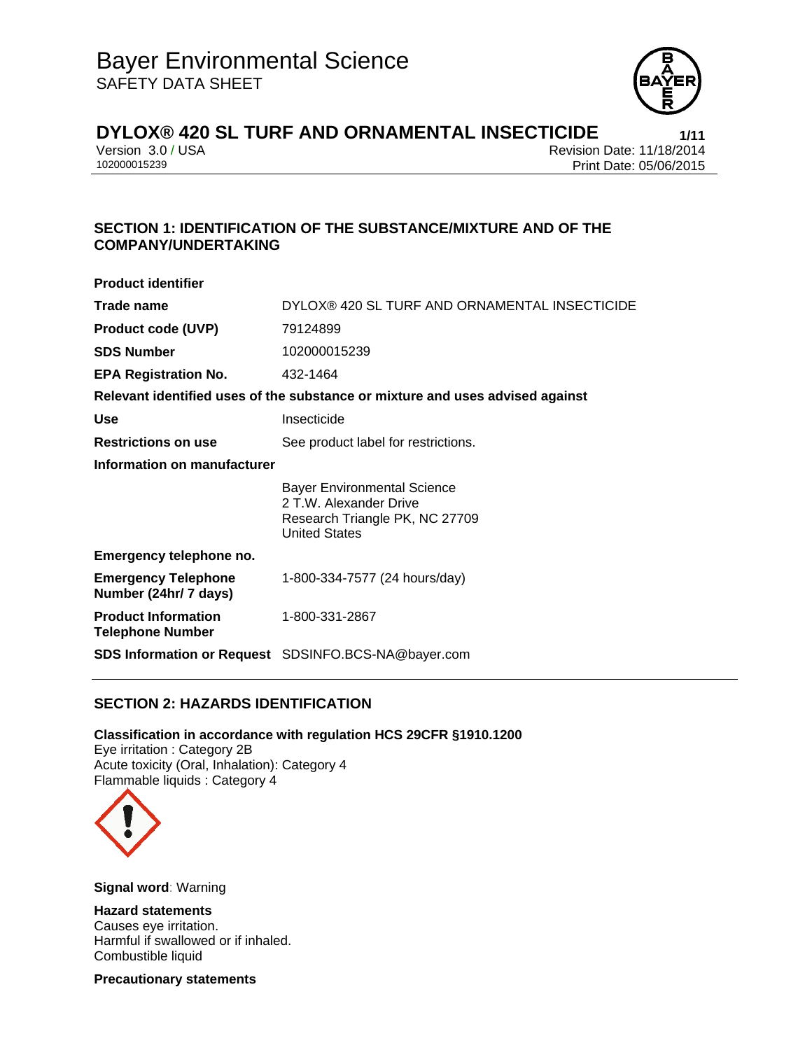# Bayer Environmental Science
SAFETY DATA SHEET

## DYLOX® 420 SL TURF AND ORNAMENTAL INSECTICIDE

Version 3.0 / USA
102000015239

Revision Date: 11/18/2014
Print Date: 05/06/2015

## SECTION 1: IDENTIFICATION OF THE SUBSTANCE/MIXTURE AND OF THE COMPANY/UNDERTAKING

**Product identifier**

| | |
|---|---|
| **Trade name** | DYLOX® 420 SL TURF AND ORNAMENTAL INSECTICIDE |
| **Product code (UVP)** | 79124899 |
| **SDS Number** | 102000015239 |
| **EPA Registration No.** | 432-1464 |

**Relevant identified uses of the substance or mixture and uses advised against**

| | |
|---|---|
| **Use** | Insecticide |
| **Restrictions on use** | See product label for restrictions. |

**Information on manufacturer**

Bayer Environmental Science
2 T.W. Alexander Drive
Research Triangle PK, NC 27709
United States

**Emergency telephone no.**

| | |
|---|---|
| **Emergency Telephone Number (24hr/ 7 days)** | 1-800-334-7577 (24 hours/day) |
| **Product Information Telephone Number** | 1-800-331-2867 |
| **SDS Information or Request** | SDSINFO.BCS-NA@bayer.com |

## SECTION 2: HAZARDS IDENTIFICATION

**Classification in accordance with regulation HCS 29CFR §1910.1200**
Eye irritation : Category 2B
Acute toxicity (Oral, Inhalation): Category 4
Flammable liquids : Category 4

**Signal word**: Warning

**Hazard statements**
Causes eye irritation.
Harmful if swallowed or if inhaled.
Combustible liquid

**Precautionary statements**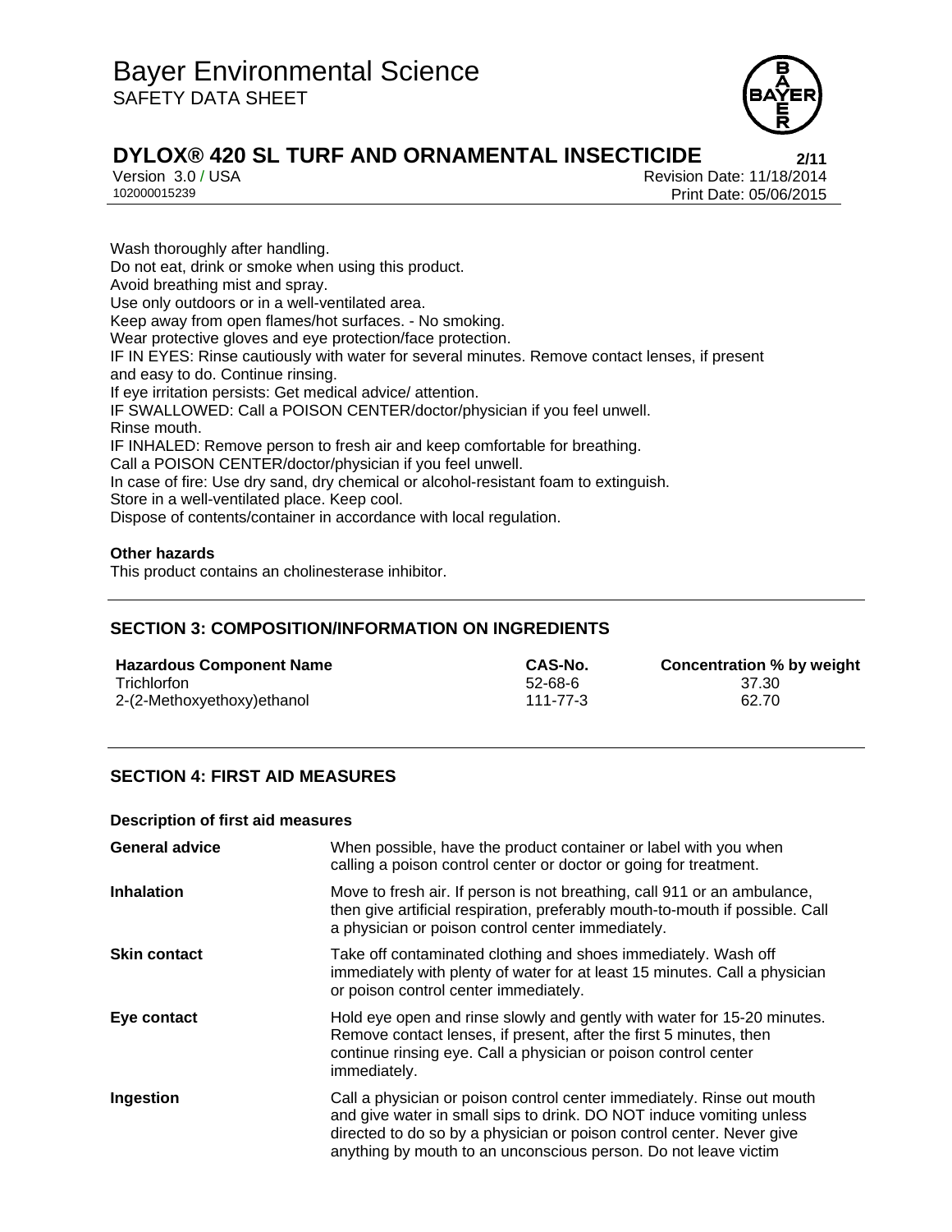Wash thoroughly after handling.
Do not eat, drink or smoke when using this product.
Avoid breathing mist and spray.
Use only outdoors or in a well-ventilated area.
Keep away from open flames/hot surfaces. - No smoking.
Wear protective gloves and eye protection/face protection.
IF IN EYES: Rinse cautiously with water for several minutes. Remove contact lenses, if present and easy to do. Continue rinsing.
If eye irritation persists: Get medical advice/ attention.
IF SWALLOWED: Call a POISON CENTER/doctor/physician if you feel unwell.
Rinse mouth.
IF INHALED: Remove person to fresh air and keep comfortable for breathing.
Call a POISON CENTER/doctor/physician if you feel unwell.
In case of fire: Use dry sand, dry chemical or alcohol-resistant foam to extinguish.
Store in a well-ventilated place. Keep cool.
Dispose of contents/container in accordance with local regulation.

**Other hazards**

This product contains an cholinesterase inhibitor.

## SECTION 3: COMPOSITION/INFORMATION ON INGREDIENTS

| Hazardous Component Name | CAS-No. | Concentration % by weight |
|---|---|---|
| Trichlorfon | 52-68-6 | 37.30 |
| 2-(2-Methoxyethoxy)ethanol | 111-77-3 | 62.70 |

## SECTION 4: FIRST AID MEASURES

**Description of first aid measures**

| | |
|---|---|
| **General advice** | When possible, have the product container or label with you when calling a poison control center or doctor or going for treatment. |
| **Inhalation** | Move to fresh air. If person is not breathing, call 911 or an ambulance, then give artificial respiration, preferably mouth-to-mouth if possible. Call a physician or poison control center immediately. |
| **Skin contact** | Take off contaminated clothing and shoes immediately. Wash off immediately with plenty of water for at least 15 minutes. Call a physician or poison control center immediately. |
| **Eye contact** | Hold eye open and rinse slowly and gently with water for 15-20 minutes. Remove contact lenses, if present, after the first 5 minutes, then continue rinsing eye. Call a physician or poison control center immediately. |
| **Ingestion** | Call a physician or poison control center immediately. Rinse out mouth and give water in small sips to drink. DO NOT induce vomiting unless directed to do so by a physician or poison control center. Never give anything by mouth to an unconscious person. Do not leave victim |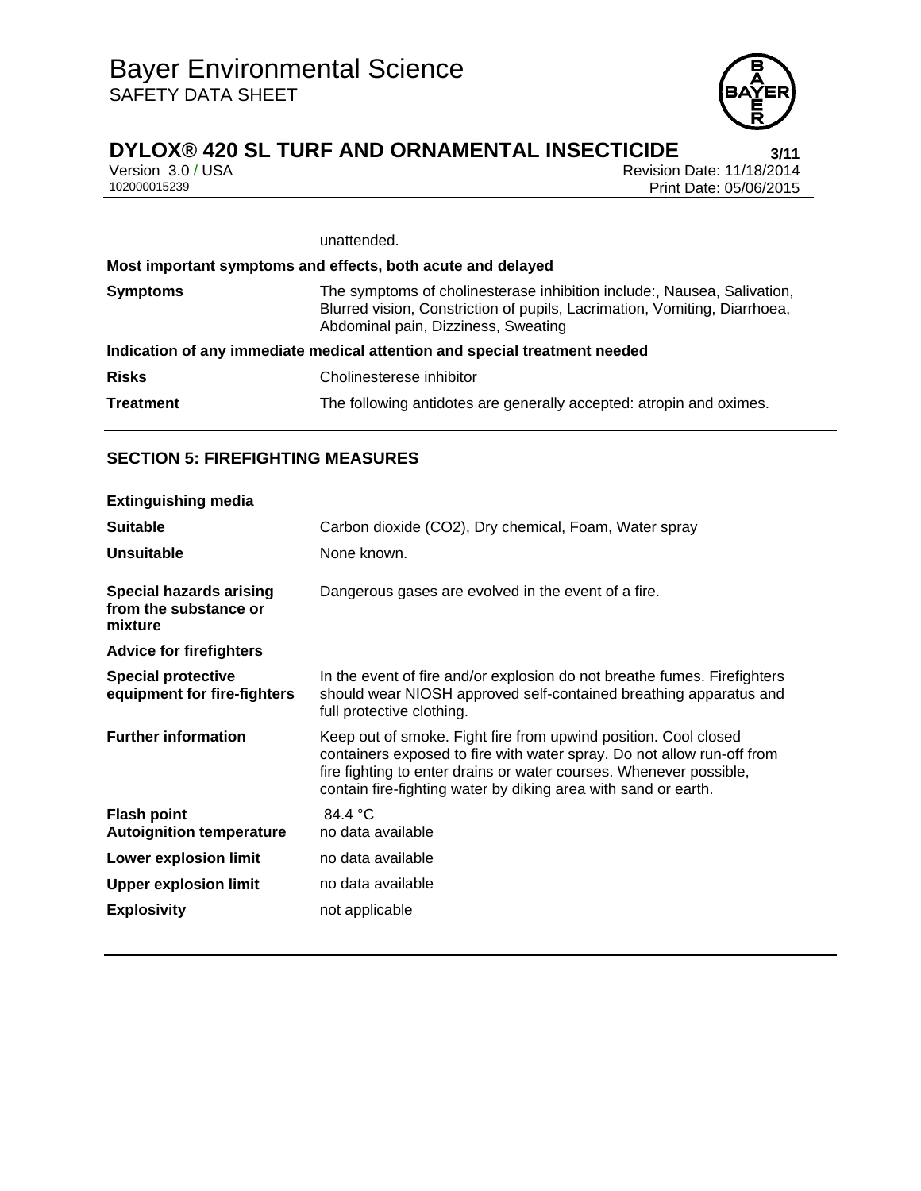unattended.

**Most important symptoms and effects, both acute and delayed**

| | |
|---|---|
| **Symptoms** | The symptoms of cholinesterase inhibition include:, Nausea, Salivation, Blurred vision, Constriction of pupils, Lacrimation, Vomiting, Diarrhoea, Abdominal pain, Dizziness, Sweating |

**Indication of any immediate medical attention and special treatment needed**

| | |
|---|---|
| **Risks** | Cholinesterese inhibitor |
| **Treatment** | The following antidotes are generally accepted: atropin and oximes. |

## SECTION 5: FIREFIGHTING MEASURES

**Extinguishing media**

| | |
|---|---|
| **Suitable** | Carbon dioxide ($CO_2$), Dry chemical, Foam, Water spray |
| **Unsuitable** | None known. |
| **Special hazards arising from the substance or mixture** | Dangerous gases are evolved in the event of a fire. |

**Advice for firefighters**

| | |
|---|---|
| **Special protective equipment for fire-fighters** | In the event of fire and/or explosion do not breathe fumes. Firefighters should wear NIOSH approved self-contained breathing apparatus and full protective clothing. |
| **Further information** | Keep out of smoke. Fight fire from upwind position. Cool closed containers exposed to fire with water spray. Do not allow run-off from fire fighting to enter drains or water courses. Whenever possible, contain fire-fighting water by diking area with sand or earth. |
| **Flash point** | 84.4 °C |
| **Autoignition temperature** | no data available |
| **Lower explosion limit** | no data available |
| **Upper explosion limit** | no data available |
| **Explosivity** | not applicable |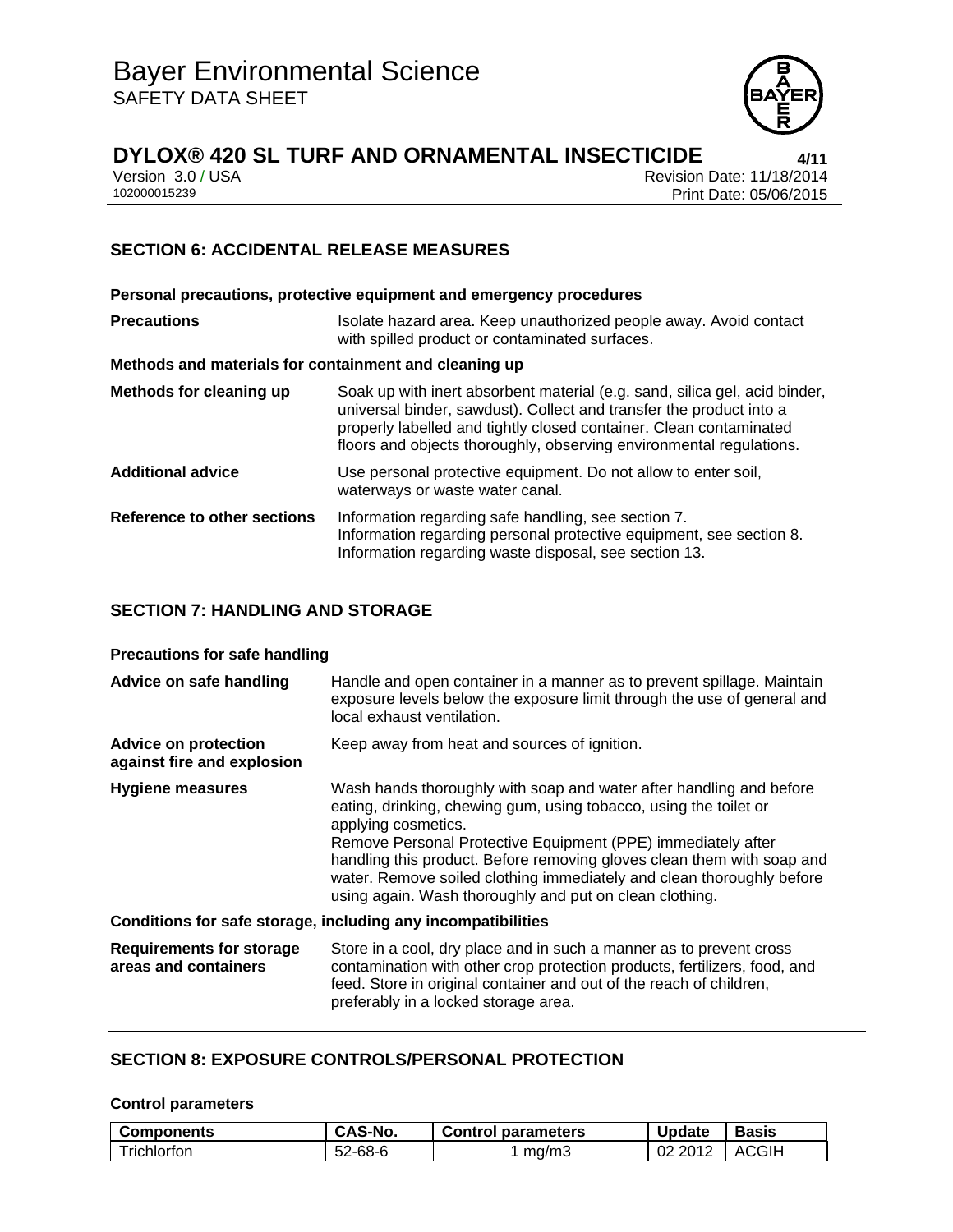## SECTION 6: ACCIDENTAL RELEASE MEASURES

**Personal precautions, protective equipment and emergency procedures**

| | |
|---|---|
| **Precautions** | Isolate hazard area. Keep unauthorized people away. Avoid contact with spilled product or contaminated surfaces. |

**Methods and materials for containment and cleaning up**

| | |
|---|---|
| **Methods for cleaning up** | Soak up with inert absorbent material (e.g. sand, silica gel, acid binder, universal binder, sawdust). Collect and transfer the product into a properly labelled and tightly closed container. Clean contaminated floors and objects thoroughly, observing environmental regulations. |
| **Additional advice** | Use personal protective equipment. Do not allow to enter soil, waterways or waste water canal. |
| **Reference to other sections** | Information regarding safe handling, see section 7.<br>Information regarding personal protective equipment, see section 8.<br>Information regarding waste disposal, see section 13. |

## SECTION 7: HANDLING AND STORAGE

**Precautions for safe handling**

| | |
|---|---|
| **Advice on safe handling** | Handle and open container in a manner as to prevent spillage. Maintain exposure levels below the exposure limit through the use of general and local exhaust ventilation. |
| **Advice on protection against fire and explosion** | Keep away from heat and sources of ignition. |
| **Hygiene measures** | Wash hands thoroughly with soap and water after handling and before eating, drinking, chewing gum, using tobacco, using the toilet or applying cosmetics.<br>Remove Personal Protective Equipment (PPE) immediately after handling this product. Before removing gloves clean them with soap and water. Remove soiled clothing immediately and clean thoroughly before using again. Wash thoroughly and put on clean clothing. |

**Conditions for safe storage, including any incompatibilities**

| | |
|---|---|
| **Requirements for storage areas and containers** | Store in a cool, dry place and in such a manner as to prevent cross contamination with other crop protection products, fertilizers, food, and feed. Store in original container and out of the reach of children, preferably in a locked storage area. |

## SECTION 8: EXPOSURE CONTROLS/PERSONAL PROTECTION

**Control parameters**

| Components | CAS-No. | Control parameters | Update | Basis |
|---|---|---|---|---|
| Trichlorfon | 52-68-6 | 1 mg/m3 | 02 2012 | ACGIH |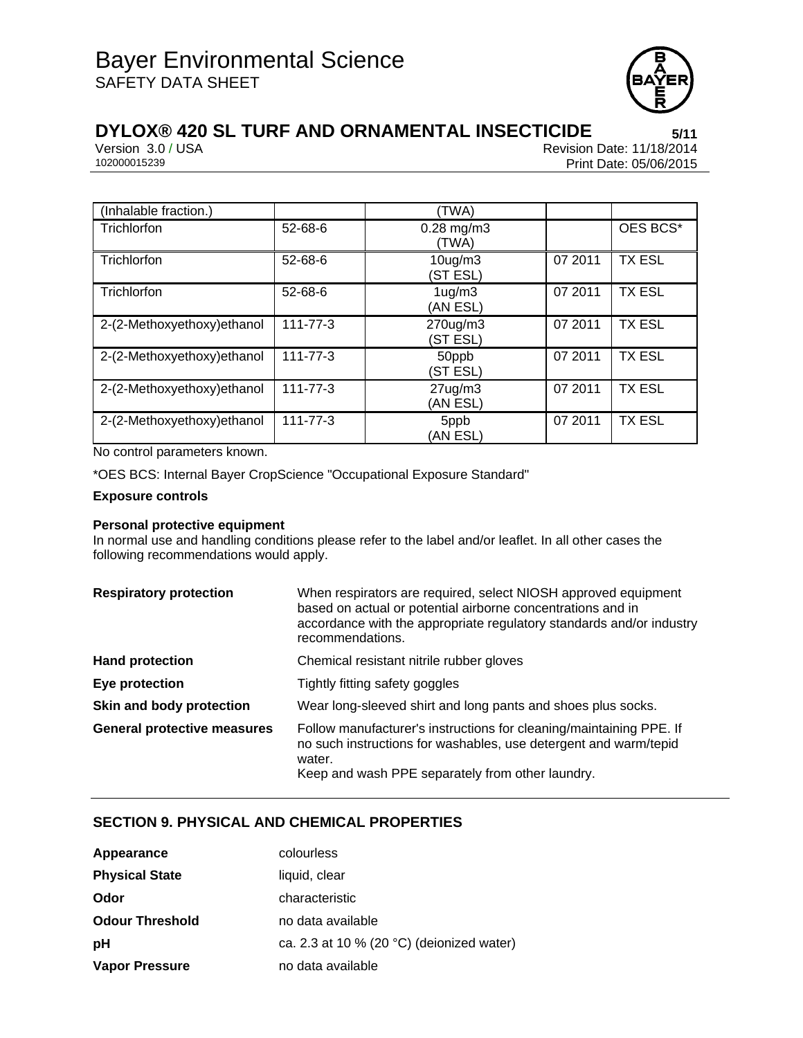| (Inhalable fraction.) | | (TWA) | | |
|---|---|---|---|---|
| Trichlorfon | 52-68-6 | 0.28 mg/m3 (TWA) | | OES BCS* |
| Trichlorfon | 52-68-6 | 10ug/m3 (ST ESL) | 07 2011 | TX ESL |
| Trichlorfon | 52-68-6 | 1ug/m3 (AN ESL) | 07 2011 | TX ESL |
| 2-(2-Methoxyethoxy)ethanol | 111-77-3 | 270ug/m3 (ST ESL) | 07 2011 | TX ESL |
| 2-(2-Methoxyethoxy)ethanol | 111-77-3 | 50ppb (ST ESL) | 07 2011 | TX ESL |
| 2-(2-Methoxyethoxy)ethanol | 111-77-3 | 27ug/m3 (AN ESL) | 07 2011 | TX ESL |
| 2-(2-Methoxyethoxy)ethanol | 111-77-3 | 5ppb (AN ESL) | 07 2011 | TX ESL |

No control parameters known.

*OES BCS: Internal Bayer CropScience "Occupational Exposure Standard"

**Exposure controls**

**Personal protective equipment**

In normal use and handling conditions please refer to the label and/or leaflet. In all other cases the following recommendations would apply.

**Respiratory protection** — When respirators are required, select NIOSH approved equipment based on actual or potential airborne concentrations and in accordance with the appropriate regulatory standards and/or industry recommendations.

**Hand protection** — Chemical resistant nitrile rubber gloves

**Eye protection** — Tightly fitting safety goggles

**Skin and body protection** — Wear long-sleeved shirt and long pants and shoes plus socks.

**General protective measures** — Follow manufacturer's instructions for cleaning/maintaining PPE. If no such instructions for washables, use detergent and warm/tepid water.
Keep and wash PPE separately from other laundry.

## SECTION 9. PHYSICAL AND CHEMICAL PROPERTIES

**Appearance** — colourless

**Physical State** — liquid, clear

**Odor** — characteristic

**Odour Threshold** — no data available

**pH** — ca. 2.3 at 10 % (20 °C) (deionized water)

**Vapor Pressure** — no data available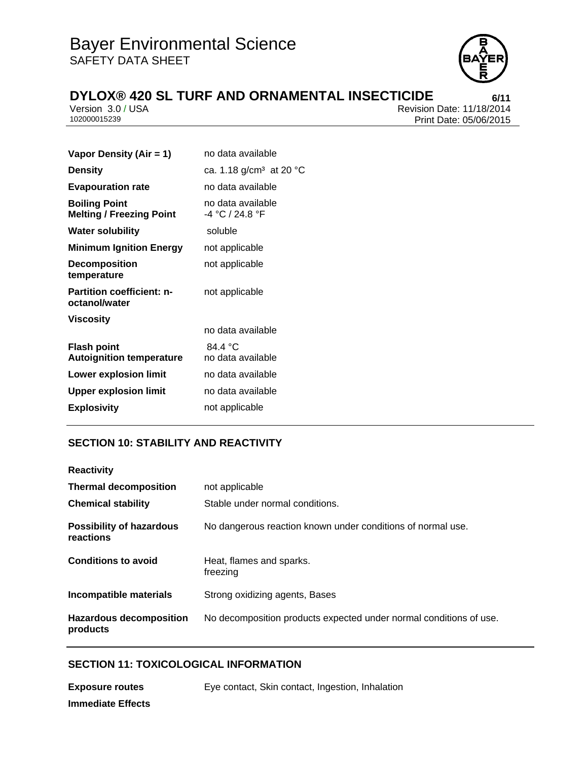| | |
|---|---|
| **Vapor Density (Air = 1)** | no data available |
| **Density** | ca. 1.18 g/cm³ at 20 °C |
| **Evapouration rate** | no data available |
| **Boiling Point** | no data available |
| **Melting / Freezing Point** | -4 °C / 24.8 °F |
| **Water solubility** | soluble |
| **Minimum Ignition Energy** | not applicable |
| **Decomposition temperature** | not applicable |
| **Partition coefficient: n-octanol/water** | not applicable |
| **Viscosity** | no data available |
| **Flash point** | 84.4 °C |
| **Autoignition temperature** | no data available |
| **Lower explosion limit** | no data available |
| **Upper explosion limit** | no data available |
| **Explosivity** | not applicable |

## SECTION 10: STABILITY AND REACTIVITY

**Reactivity**

| | |
|---|---|
| **Thermal decomposition** | not applicable |
| **Chemical stability** | Stable under normal conditions. |
| **Possibility of hazardous reactions** | No dangerous reaction known under conditions of normal use. |
| **Conditions to avoid** | Heat, flames and sparks.<br>freezing |
| **Incompatible materials** | Strong oxidizing agents, Bases |
| **Hazardous decomposition products** | No decomposition products expected under normal conditions of use. |

## SECTION 11: TOXICOLOGICAL INFORMATION

| | |
|---|---|
| **Exposure routes** | Eye contact, Skin contact, Ingestion, Inhalation |

**Immediate Effects**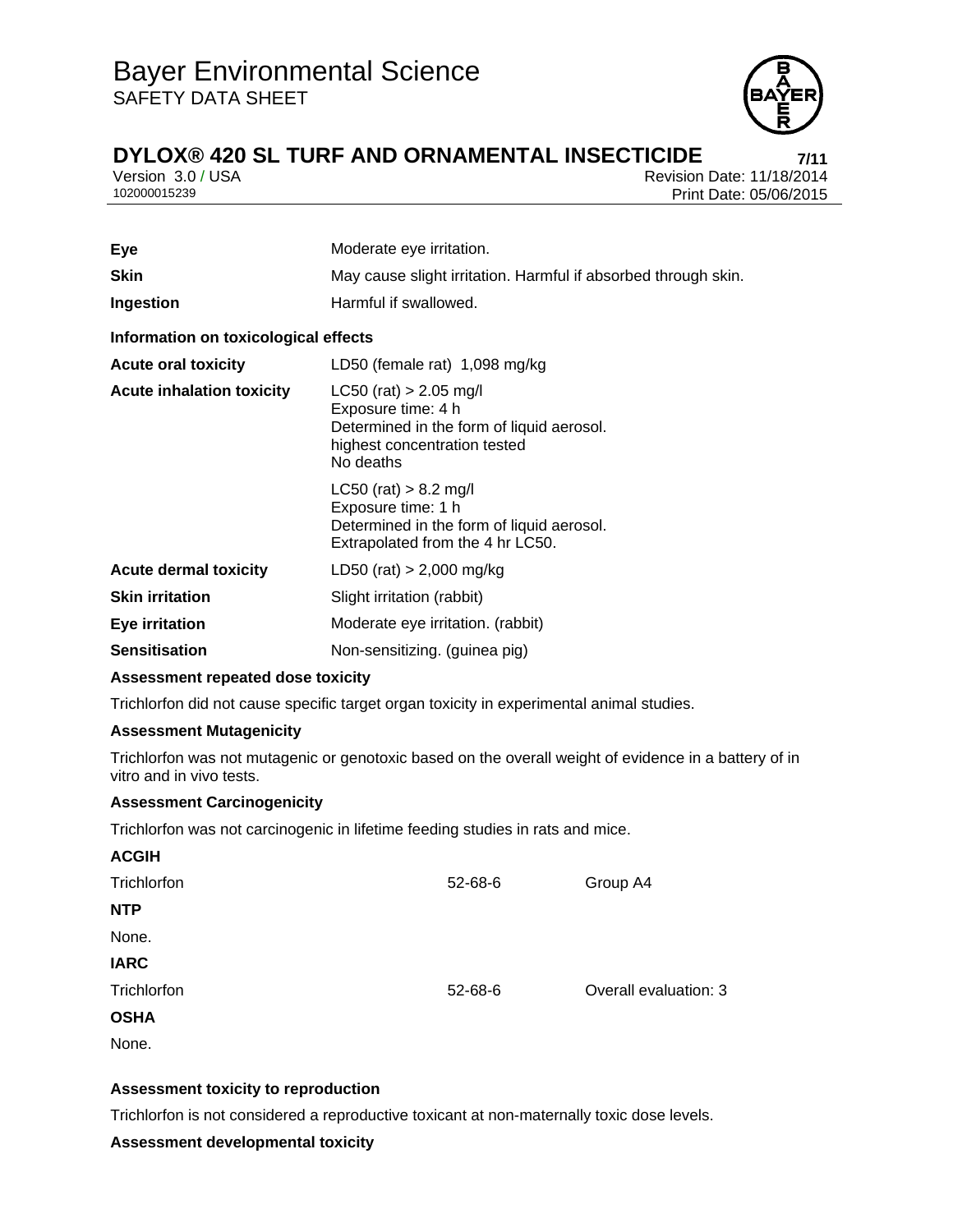| | |
|---|---|
| **Eye** | Moderate eye irritation. |
| **Skin** | May cause slight irritation. Harmful if absorbed through skin. |
| **Ingestion** | Harmful if swallowed. |

**Information on toxicological effects**

| | |
|---|---|
| **Acute oral toxicity** | LD50 (female rat) 1,098 mg/kg |
| **Acute inhalation toxicity** | LC50 (rat) > 2.05 mg/l<br>Exposure time: 4 h<br>Determined in the form of liquid aerosol.<br>highest concentration tested<br>No deaths |
| | LC50 (rat) > 8.2 mg/l<br>Exposure time: 1 h<br>Determined in the form of liquid aerosol.<br>Extrapolated from the 4 hr LC50. |
| **Acute dermal toxicity** | LD50 (rat) > 2,000 mg/kg |
| **Skin irritation** | Slight irritation (rabbit) |
| **Eye irritation** | Moderate eye irritation. (rabbit) |
| **Sensitisation** | Non-sensitizing. (guinea pig) |

**Assessment repeated dose toxicity**

Trichlorfon did not cause specific target organ toxicity in experimental animal studies.

**Assessment Mutagenicity**

Trichlorfon was not mutagenic or genotoxic based on the overall weight of evidence in a battery of in vitro and in vivo tests.

**Assessment Carcinogenicity**

Trichlorfon was not carcinogenic in lifetime feeding studies in rats and mice.

**ACGIH**

| | | |
|---|---|---|
| Trichlorfon | 52-68-6 | Group A4 |

**NTP**

None.

**IARC**

| | | |
|---|---|---|
| Trichlorfon | 52-68-6 | Overall evaluation: 3 |

**OSHA**

None.

**Assessment toxicity to reproduction**

Trichlorfon is not considered a reproductive toxicant at non-maternally toxic dose levels.

**Assessment developmental toxicity**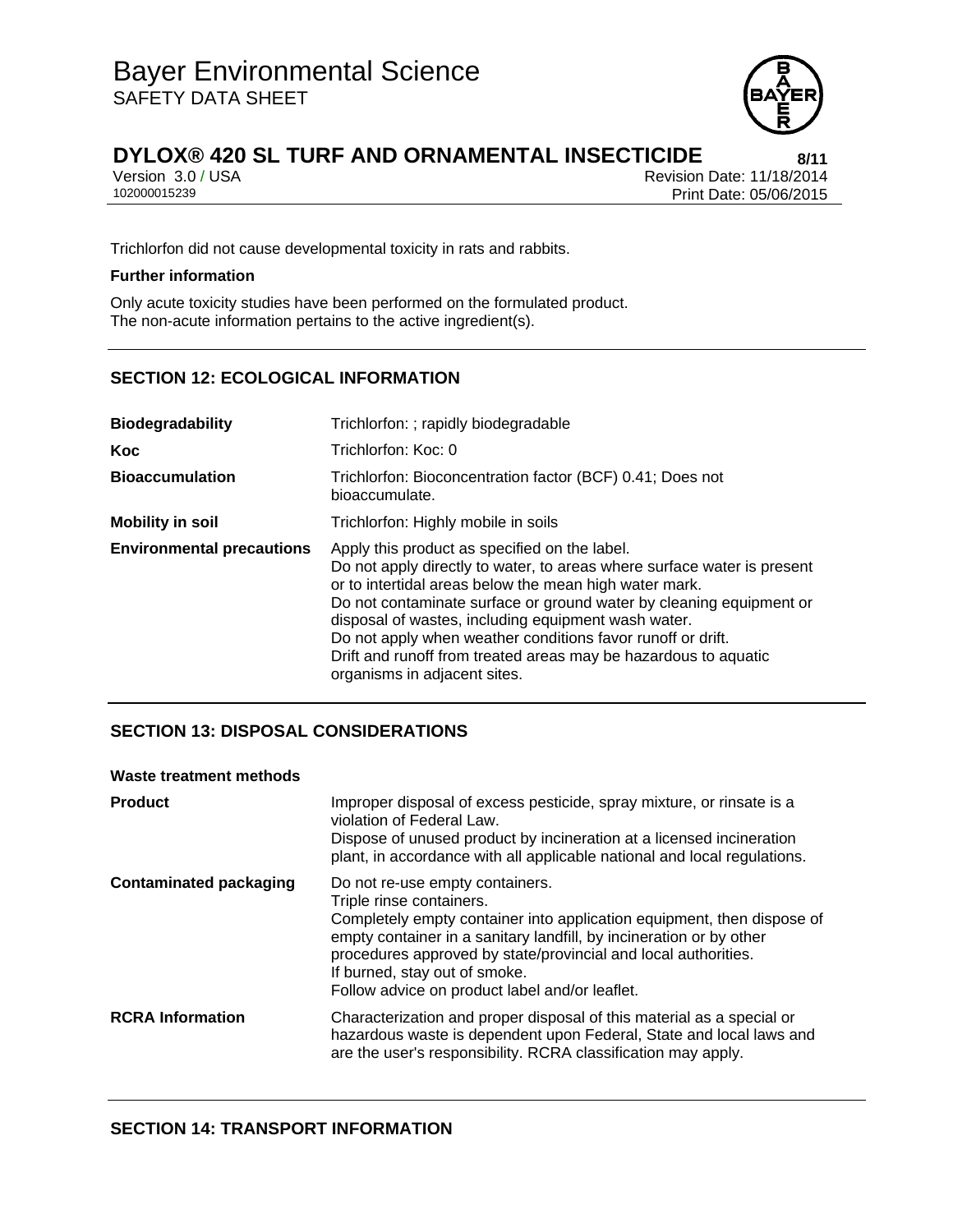Trichlorfon did not cause developmental toxicity in rats and rabbits.

**Further information**

Only acute toxicity studies have been performed on the formulated product.
The non-acute information pertains to the active ingredient(s).

## SECTION 12: ECOLOGICAL INFORMATION

| | |
|---|---|
| **Biodegradability** | Trichlorfon: ; rapidly biodegradable |
| **Koc** | Trichlorfon: Koc: 0 |
| **Bioaccumulation** | Trichlorfon: Bioconcentration factor (BCF) 0.41; Does not bioaccumulate. |
| **Mobility in soil** | Trichlorfon: Highly mobile in soils |
| **Environmental precautions** | Apply this product as specified on the label.<br>Do not apply directly to water, to areas where surface water is present or to intertidal areas below the mean high water mark.<br>Do not contaminate surface or ground water by cleaning equipment or disposal of wastes, including equipment wash water.<br>Do not apply when weather conditions favor runoff or drift.<br>Drift and runoff from treated areas may be hazardous to aquatic organisms in adjacent sites. |

## SECTION 13: DISPOSAL CONSIDERATIONS

**Waste treatment methods**

| | |
|---|---|
| **Product** | Improper disposal of excess pesticide, spray mixture, or rinsate is a violation of Federal Law.<br>Dispose of unused product by incineration at a licensed incineration plant, in accordance with all applicable national and local regulations. |
| **Contaminated packaging** | Do not re-use empty containers.<br>Triple rinse containers.<br>Completely empty container into application equipment, then dispose of empty container in a sanitary landfill, by incineration or by other procedures approved by state/provincial and local authorities.<br>If burned, stay out of smoke.<br>Follow advice on product label and/or leaflet. |
| **RCRA Information** | Characterization and proper disposal of this material as a special or hazardous waste is dependent upon Federal, State and local laws and are the user's responsibility. RCRA classification may apply. |

## SECTION 14: TRANSPORT INFORMATION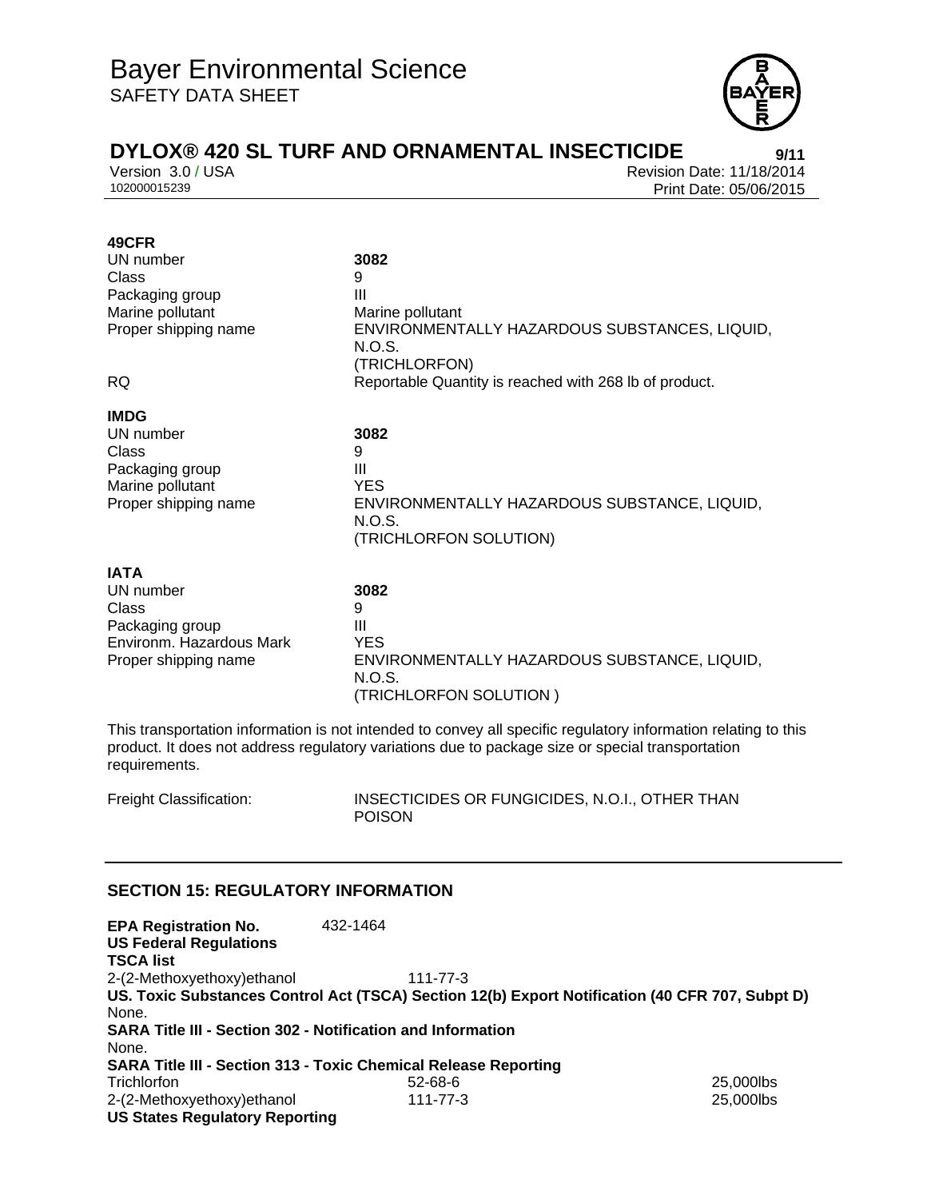**49CFR**

| | |
|---|---|
| UN number | **3082** |
| Class | 9 |
| Packaging group | III |
| Marine pollutant | Marine pollutant |
| Proper shipping name | ENVIRONMENTALLY HAZARDOUS SUBSTANCES, LIQUID, N.O.S. (TRICHLORFON) |
| RQ | Reportable Quantity is reached with 268 lb of product. |

**IMDG**

| | |
|---|---|
| UN number | **3082** |
| Class | 9 |
| Packaging group | III |
| Marine pollutant | YES |
| Proper shipping name | ENVIRONMENTALLY HAZARDOUS SUBSTANCE, LIQUID, N.O.S. (TRICHLORFON SOLUTION) |

**IATA**

| | |
|---|---|
| UN number | **3082** |
| Class | 9 |
| Packaging group | III |
| Environm. Hazardous Mark | YES |
| Proper shipping name | ENVIRONMENTALLY HAZARDOUS SUBSTANCE, LIQUID, N.O.S. (TRICHLORFON SOLUTION ) |

This transportation information is not intended to convey all specific regulatory information relating to this product. It does not address regulatory variations due to package size or special transportation requirements.

Freight Classification: INSECTICIDES OR FUNGICIDES, N.O.I., OTHER THAN POISON

## SECTION 15: REGULATORY INFORMATION

**EPA Registration No.** 432-1464

**US Federal Regulations**

**TSCA list**

2-(2-Methoxyethoxy)ethanol 111-77-3

**US. Toxic Substances Control Act (TSCA) Section 12(b) Export Notification (40 CFR 707, Subpt D)**

None.

**SARA Title III - Section 302 - Notification and Information**

None.

**SARA Title III - Section 313 - Toxic Chemical Release Reporting**

| | | |
|---|---|---|
| Trichlorfon | 52-68-6 | 25,000lbs |
| 2-(2-Methoxyethoxy)ethanol | 111-77-3 | 25,000lbs |

**US States Regulatory Reporting**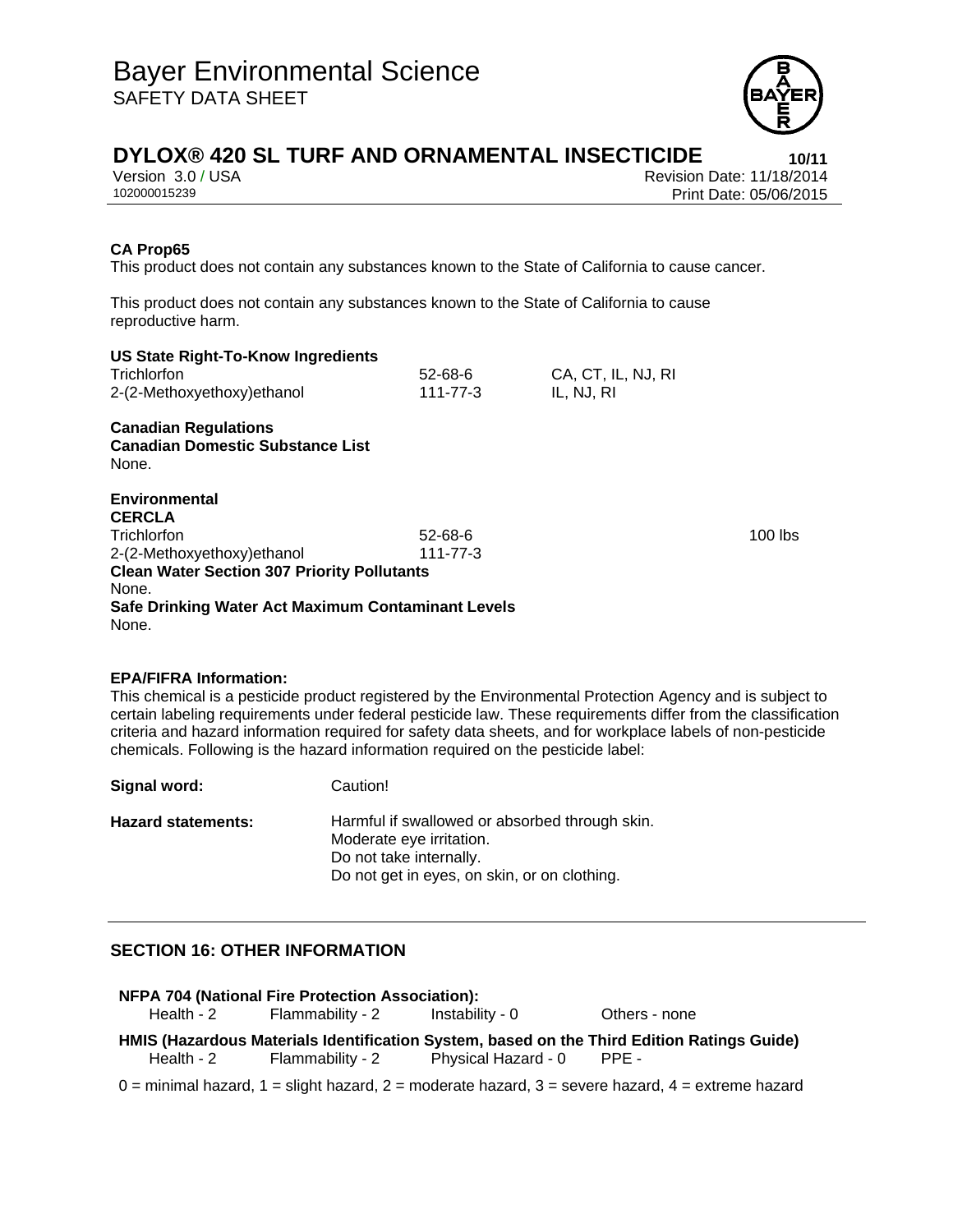**CA Prop65**

This product does not contain any substances known to the State of California to cause cancer.

This product does not contain any substances known to the State of California to cause reproductive harm.

**US State Right-To-Know Ingredients**

| | | |
|---|---|---|
| Trichlorfon | 52-68-6 | CA, CT, IL, NJ, RI |
| 2-(2-Methoxyethoxy)ethanol | 111-77-3 | IL, NJ, RI |

**Canadian Regulations**
**Canadian Domestic Substance List**
None.

**Environmental**
**CERCLA**

| | | |
|---|---|---|
| Trichlorfon | 52-68-6 | 100 lbs |
| 2-(2-Methoxyethoxy)ethanol | 111-77-3 | |

**Clean Water Section 307 Priority Pollutants**
None.
**Safe Drinking Water Act Maximum Contaminant Levels**
None.

**EPA/FIFRA Information:**

This chemical is a pesticide product registered by the Environmental Protection Agency and is subject to certain labeling requirements under federal pesticide law. These requirements differ from the classification criteria and hazard information required for safety data sheets, and for workplace labels of non-pesticide chemicals. Following is the hazard information required on the pesticide label:

**Signal word:** Caution!

**Hazard statements:** Harmful if swallowed or absorbed through skin.
Moderate eye irritation.
Do not take internally.
Do not get in eyes, on skin, or on clothing.

## SECTION 16: OTHER INFORMATION

**NFPA 704 (National Fire Protection Association):**

| | | | |
|---|---|---|---|
| Health - 2 | Flammability - 2 | Instability - 0 | Others - none |

**HMIS (Hazardous Materials Identification System, based on the Third Edition Ratings Guide)**

| | | | |
|---|---|---|---|
| Health - 2 | Flammability - 2 | Physical Hazard - 0 | PPE - |

0 = minimal hazard, 1 = slight hazard, 2 = moderate hazard, 3 = severe hazard, 4 = extreme hazard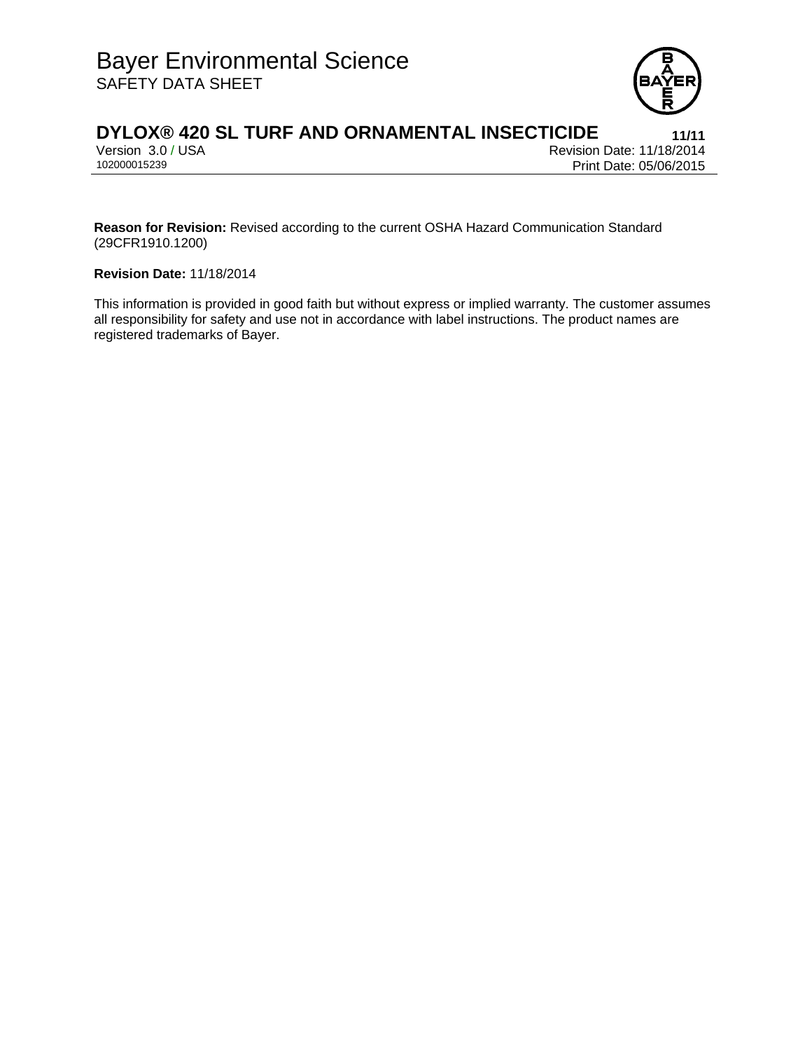**Reason for Revision:** Revised according to the current OSHA Hazard Communication Standard (29CFR1910.1200)

**Revision Date:** 11/18/2014

This information is provided in good faith but without express or implied warranty. The customer assumes all responsibility for safety and use not in accordance with label instructions. The product names are registered trademarks of Bayer.